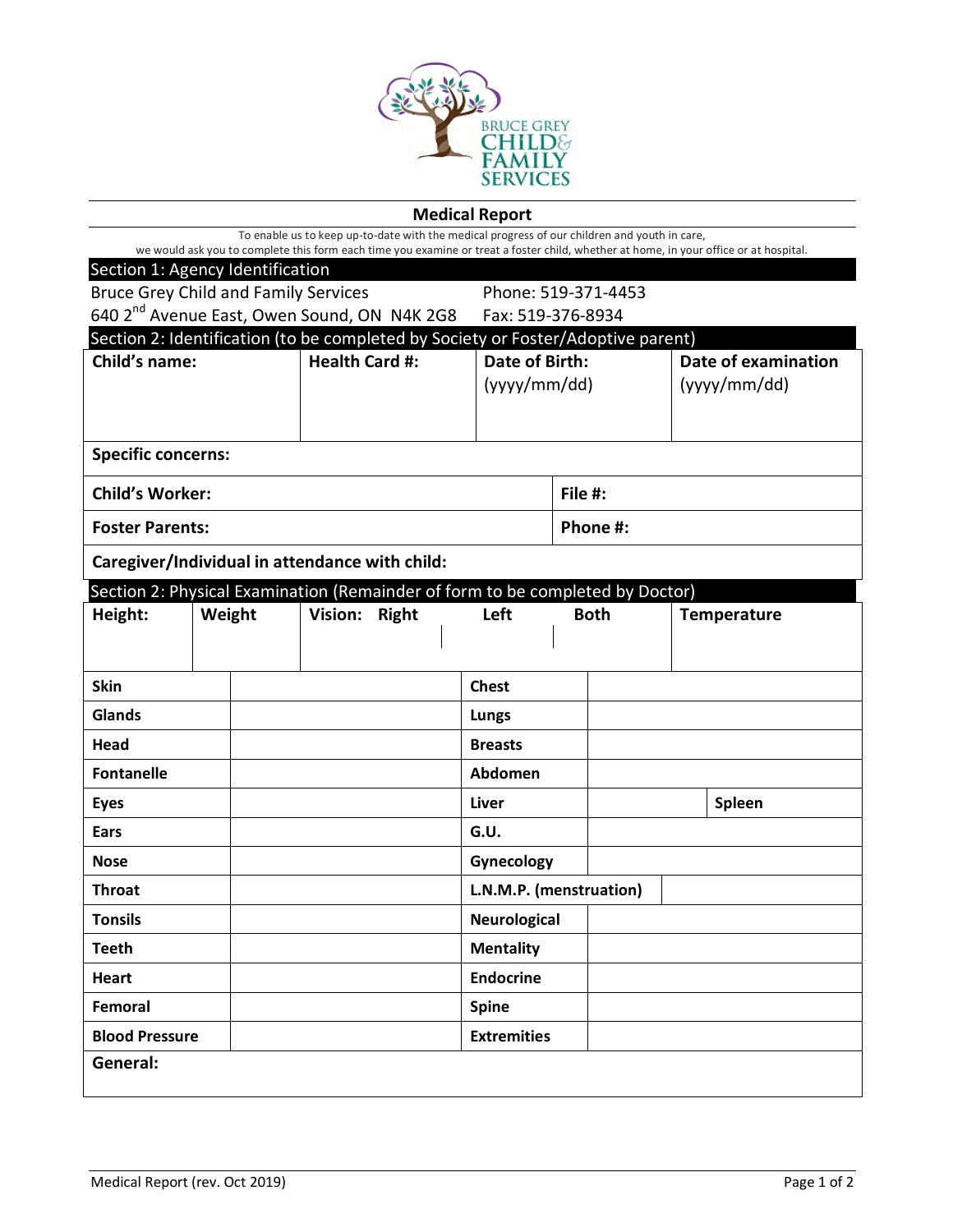# Medical Report

To enable us to keep up-to-date with the medical progress of our children and youth in care, we would ask you to complete this form each time you examine or treat a foster child, whether at home, in your office or at hospital.

## Section 1: Agency Identification

Bruce Grey Child and Family Services
640 2nd Avenue East, Owen Sound, ON N4K 2G8

Phone: 519-371-4453
Fax: 519-376-8934

## Section 2: Identification (to be completed by Society or Foster/Adoptive parent)

| **Child's name:** | **Health Card #:** | **Date of Birth:** (yyyy/mm/dd) | **Date of examination** (yyyy/mm/dd) |
|---|---|---|---|
| | | | |

| | |
|---|---|
| **Specific concerns:** | |
| **Child's Worker:** | **File #:** |
| **Foster Parents:** | **Phone #:** |
| **Caregiver/Individual in attendance with child:** | |

## Section 2: Physical Examination (Remainder of form to be completed by Doctor)

| **Height:** | **Weight** | **Vision: Right** | **Left** | **Both** | **Temperature** |
|---|---|---|---|---|---|
| | | | | | |

| | | | | | |
|---|---|---|---|---|---|
| **Skin** | | **Chest** | | | |
| **Glands** | | **Lungs** | | | |
| **Head** | | **Breasts** | | | |
| **Fontanelle** | | **Abdomen** | | | |
| **Eyes** | | **Liver** | | **Spleen** | |
| **Ears** | | **G.U.** | | | |
| **Nose** | | **Gynecology** | | | |
| **Throat** | | **L.N.M.P. (menstruation)** | | | |
| **Tonsils** | | **Neurological** | | | |
| **Teeth** | | **Mentality** | | | |
| **Heart** | | **Endocrine** | | | |
| **Femoral** | | **Spine** | | | |
| **Blood Pressure** | | **Extremities** | | | |

**General:**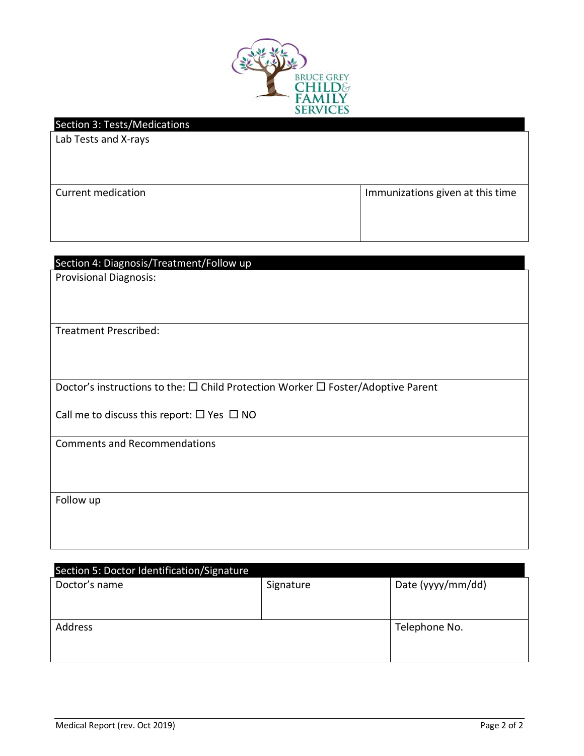## Section 3: Tests/Medications

| | |
|---|---|
| Lab Tests and X-rays | |
| Current medication | Immunizations given at this time |

## Section 4: Diagnosis/Treatment/Follow up

Provisional Diagnosis:

Treatment Prescribed:

Doctor's instructions to the: ☐ Child Protection Worker ☐ Foster/Adoptive Parent

Call me to discuss this report: ☐ Yes ☐ NO

Comments and Recommendations

Follow up

## Section 5: Doctor Identification/Signature

| | | |
|---|---|---|
| Doctor's name | Signature | Date (yyyy/mm/dd) |
| Address | | Telephone No. |

Medical Report (rev. Oct 2019)